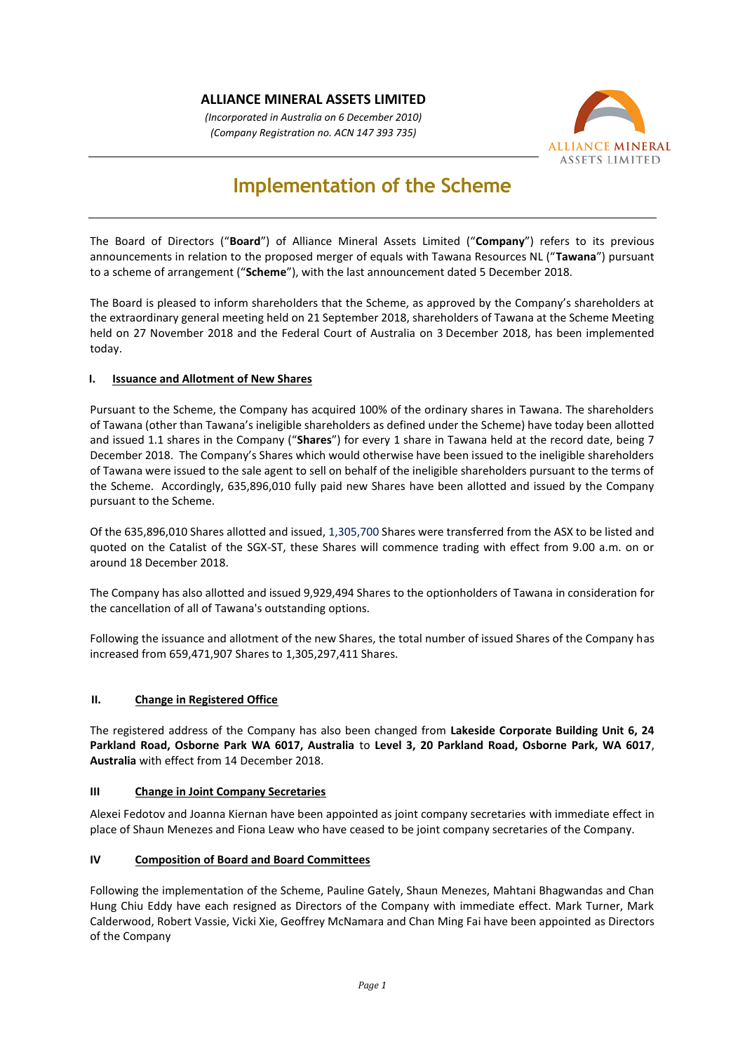**ALLIANCE MINERAL ASSETS LIMITED**

*(Incorporated in Australia on 6 December 2010)*
*(Company Registration no. ACN 147 393 735)*

# Implementation of the Scheme

The Board of Directors ("**Board**") of Alliance Mineral Assets Limited ("**Company**") refers to its previous announcements in relation to the proposed merger of equals with Tawana Resources NL ("**Tawana**") pursuant to a scheme of arrangement ("**Scheme**"), with the last announcement dated 5 December 2018.

The Board is pleased to inform shareholders that the Scheme, as approved by the Company's shareholders at the extraordinary general meeting held on 21 September 2018, shareholders of Tawana at the Scheme Meeting held on 27 November 2018 and the Federal Court of Australia on 3 December 2018, has been implemented today.

## I. Issuance and Allotment of New Shares

Pursuant to the Scheme, the Company has acquired 100% of the ordinary shares in Tawana. The shareholders of Tawana (other than Tawana's ineligible shareholders as defined under the Scheme) have today been allotted and issued 1.1 shares in the Company ("**Shares**") for every 1 share in Tawana held at the record date, being 7 December 2018. The Company's Shares which would otherwise have been issued to the ineligible shareholders of Tawana were issued to the sale agent to sell on behalf of the ineligible shareholders pursuant to the terms of the Scheme. Accordingly, 635,896,010 fully paid new Shares have been allotted and issued by the Company pursuant to the Scheme.

Of the 635,896,010 Shares allotted and issued, 1,305,700 Shares were transferred from the ASX to be listed and quoted on the Catalist of the SGX-ST, these Shares will commence trading with effect from 9.00 a.m. on or around 18 December 2018.

The Company has also allotted and issued 9,929,494 Shares to the optionholders of Tawana in consideration for the cancellation of all of Tawana's outstanding options.

Following the issuance and allotment of the new Shares, the total number of issued Shares of the Company has increased from 659,471,907 Shares to 1,305,297,411 Shares.

## II. Change in Registered Office

The registered address of the Company has also been changed from **Lakeside Corporate Building Unit 6, 24 Parkland Road, Osborne Park WA 6017, Australia** to **Level 3, 20 Parkland Road, Osborne Park, WA 6017**, **Australia** with effect from 14 December 2018.

## III Change in Joint Company Secretaries

Alexei Fedotov and Joanna Kiernan have been appointed as joint company secretaries with immediate effect in place of Shaun Menezes and Fiona Leaw who have ceased to be joint company secretaries of the Company.

## IV Composition of Board and Board Committees

Following the implementation of the Scheme, Pauline Gately, Shaun Menezes, Mahtani Bhagwandas and Chan Hung Chiu Eddy have each resigned as Directors of the Company with immediate effect. Mark Turner, Mark Calderwood, Robert Vassie, Vicki Xie, Geoffrey McNamara and Chan Ming Fai have been appointed as Directors of the Company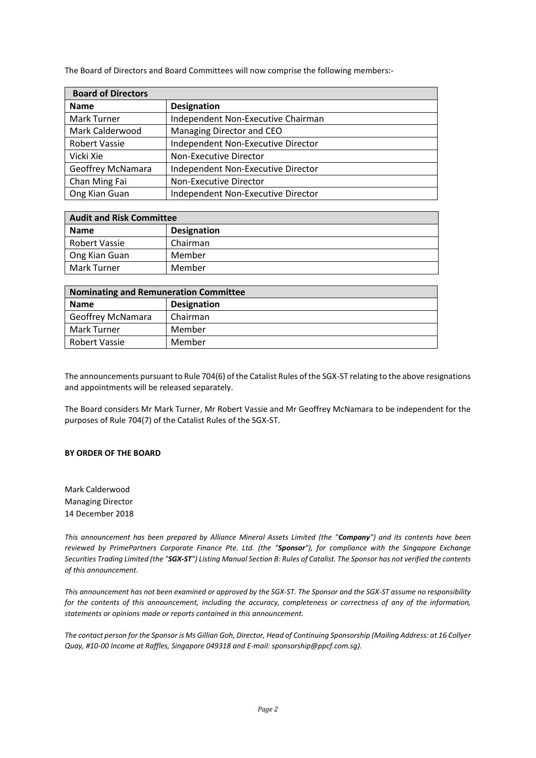The Board of Directors and Board Committees will now comprise the following members:-

| **Board of Directors** | |
|---|---|
| **Name** | **Designation** |
| Mark Turner | Independent Non-Executive Chairman |
| Mark Calderwood | Managing Director and CEO |
| Robert Vassie | Independent Non-Executive Director |
| Vicki Xie | Non-Executive Director |
| Geoffrey McNamara | Independent Non-Executive Director |
| Chan Ming Fai | Non-Executive Director |
| Ong Kian Guan | Independent Non-Executive Director |

| **Audit and Risk Committee** | |
|---|---|
| **Name** | **Designation** |
| Robert Vassie | Chairman |
| Ong Kian Guan | Member |
| Mark Turner | Member |

| **Nominating and Remuneration Committee** | |
|---|---|
| **Name** | **Designation** |
| Geoffrey McNamara | Chairman |
| Mark Turner | Member |
| Robert Vassie | Member |

The announcements pursuant to Rule 704(6) of the Catalist Rules of the SGX-ST relating to the above resignations and appointments will be released separately.

The Board considers Mr Mark Turner, Mr Robert Vassie and Mr Geoffrey McNamara to be independent for the purposes of Rule 704(7) of the Catalist Rules of the SGX-ST.

**BY ORDER OF THE BOARD**

Mark Calderwood
Managing Director
14 December 2018

*This announcement has been prepared by Alliance Mineral Assets Limited (the "**Company**") and its contents have been reviewed by PrimePartners Corporate Finance Pte. Ltd. (the "**Sponsor**"), for compliance with the Singapore Exchange Securities Trading Limited (the "**SGX-ST**") Listing Manual Section B: Rules of Catalist. The Sponsor has not verified the contents of this announcement.*

*This announcement has not been examined or approved by the SGX-ST. The Sponsor and the SGX-ST assume no responsibility for the contents of this announcement, including the accuracy, completeness or correctness of any of the information, statements or opinions made or reports contained in this announcement.*

*The contact person for the Sponsor is Ms Gillian Goh, Director, Head of Continuing Sponsorship (Mailing Address: at 16 Collyer Quay, #10-00 Income at Raffles, Singapore 049318 and E-mail: sponsorship@ppcf.com.sg).*